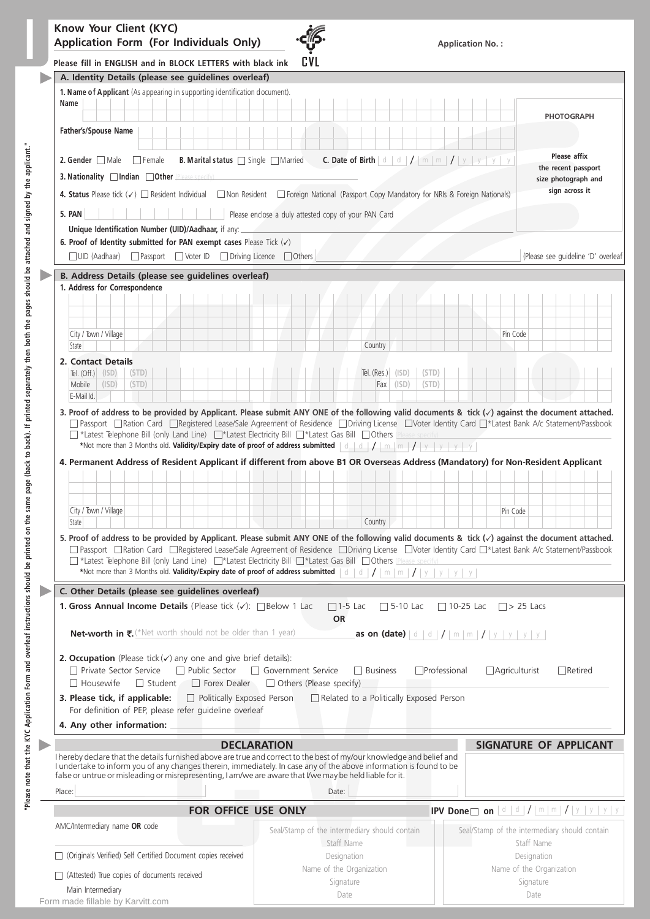# Know Your Client (KYC) Application Form (For Individuals Only)

CVL

**Application No. :**

Please fill in ENGLISH and in BLOCK LETTERS with black ink

## A. Identity Details (please see guidelines overleaf)

**1. Name of Applicant** (As appearing in supporting identification document).

Name

Father's/Spouse Name

**PHOTOGRAPH**

Please affix the recent passport size photograph and sign across it

**2. Gender** ☐ Male ☐ Female **B. Marital status** ☐ Single ☐ Married **C. Date of Birth** d d / m m / y y y y

**3. Nationality** ☐ **Indian** ☐ **Other** (please specify)

**4. Status** Please tick (✓) ☐ Resident Individual ☐ Non Resident ☐ Foreign National (Passport Copy Mandatory for NRIs & Foreign Nationals)

**5. PAN** Please enclose a duly attested copy of your PAN Card

**Unique Identification Number (UID)/Aadhaar,** if any:

**6. Proof of Identity submitted for PAN exempt cases** Please Tick (✓)

☐ UID (Aadhaar) ☐ Passport ☐ Voter ID ☐ Driving Licence ☐ Others (Please see guideline 'D' overleaf)

## B. Address Details (please see guidelines overleaf)

**1. Address for Correspondence**

City / Town / Village Pin Code

State Country

**2. Contact Details**

Tel. (Off.) (ISD) (STD) Tel. (Res.) (ISD) (STD)

Mobile (ISD) (STD) Fax (ISD) (STD)

E-Mail Id.

**3. Proof of address to be provided by Applicant. Please submit ANY ONE of the following valid documents & tick (✓) against the document attached.**

☐ Passport ☐ Ration Card ☐ Registered Lease/Sale Agreement of Residence ☐ Driving License ☐ Voter Identity Card ☐ *Latest Bank A/c Statement/Passbook ☐ *Latest Telephone Bill (only Land Line) ☐ *Latest Electricity Bill ☐ *Latest Gas Bill ☐ Others (Please specify)

**\*Not more than 3 Months old. Validity/Expiry date of proof of address submitted** d d / m m / y y y y

**4. Permanent Address of Resident Applicant if different from above B1 OR Overseas Address (Mandatory) for Non-Resident Applicant**

City / Town / Village Pin Code

State Country

**5. Proof of address to be provided by Applicant. Please submit ANY ONE of the following valid documents & tick (✓) against the document attached.**

☐ Passport ☐ Ration Card ☐ Registered Lease/Sale Agreement of Residence ☐ Driving License ☐ Voter Identity Card ☐ *Latest Bank A/c Statement/Passbook ☐ *Latest Telephone Bill (only Land Line) ☐ *Latest Electricity Bill ☐ *Latest Gas Bill ☐ Others (Please specify)

**\*Not more than 3 Months old. Validity/Expiry date of proof of address submitted** d d / m m / y y y y

## C. Other Details (please see guidelines overleaf)

**1. Gross Annual Income Details** (Please tick (✓): ☐ Below 1 Lac ☐ 1-5 Lac ☐ 5-10 Lac ☐ 10-25 Lac ☐ > 25 Lacs

**OR**

**Net-worth in ₹.** (*Net worth should not be older than 1 year) **as on (date)** d d / m m / y y y y

**2. Occupation** (Please tick (✓) any one and give brief details):

☐ Private Sector Service ☐ Public Sector ☐ Government Service ☐ Business ☐ Professional ☐ Agriculturist ☐ Retired ☐ Housewife ☐ Student ☐ Forex Dealer ☐ Others (Please specify)

**3. Please tick, if applicable:** ☐ Politically Exposed Person ☐ Related to a Politically Exposed Person

For definition of PEP, please refer guideline overleaf

**4. Any other information:**

## DECLARATION

I hereby declare that the details furnished above are true and correct to the best of my/our knowledge and belief and I undertake to inform you of any changes therein, immediately. In case any of the above information is found to be false or untrue or misleading or misrepresenting, I am/we are aware that I/we may be held liable for it.

Place: Date:

## SIGNATURE OF APPLICANT

## FOR OFFICE USE ONLY

**IPV Done** ☐ **on** d d / m m / y y y y

AMC/Intermediary name **OR** code

☐ (Originals Verified) Self Certified Document copies received

☐ (Attested) True copies of documents received

Main Intermediary

| Seal/Stamp of the intermediary should contain | Seal/Stamp of the intermediary should contain |
| --- | --- |
| Staff Name | Staff Name |
| Designation | Designation |
| Name of the Organization | Name of the Organization |
| Signature | Signature |
| Date | Date |

"Please note that the KYC Application Form and overleaf instructions should be printed on the same page (back to back). If printed separately then both the pages should be attached and signed by the applicant."

Form made fillable by Karvitt.com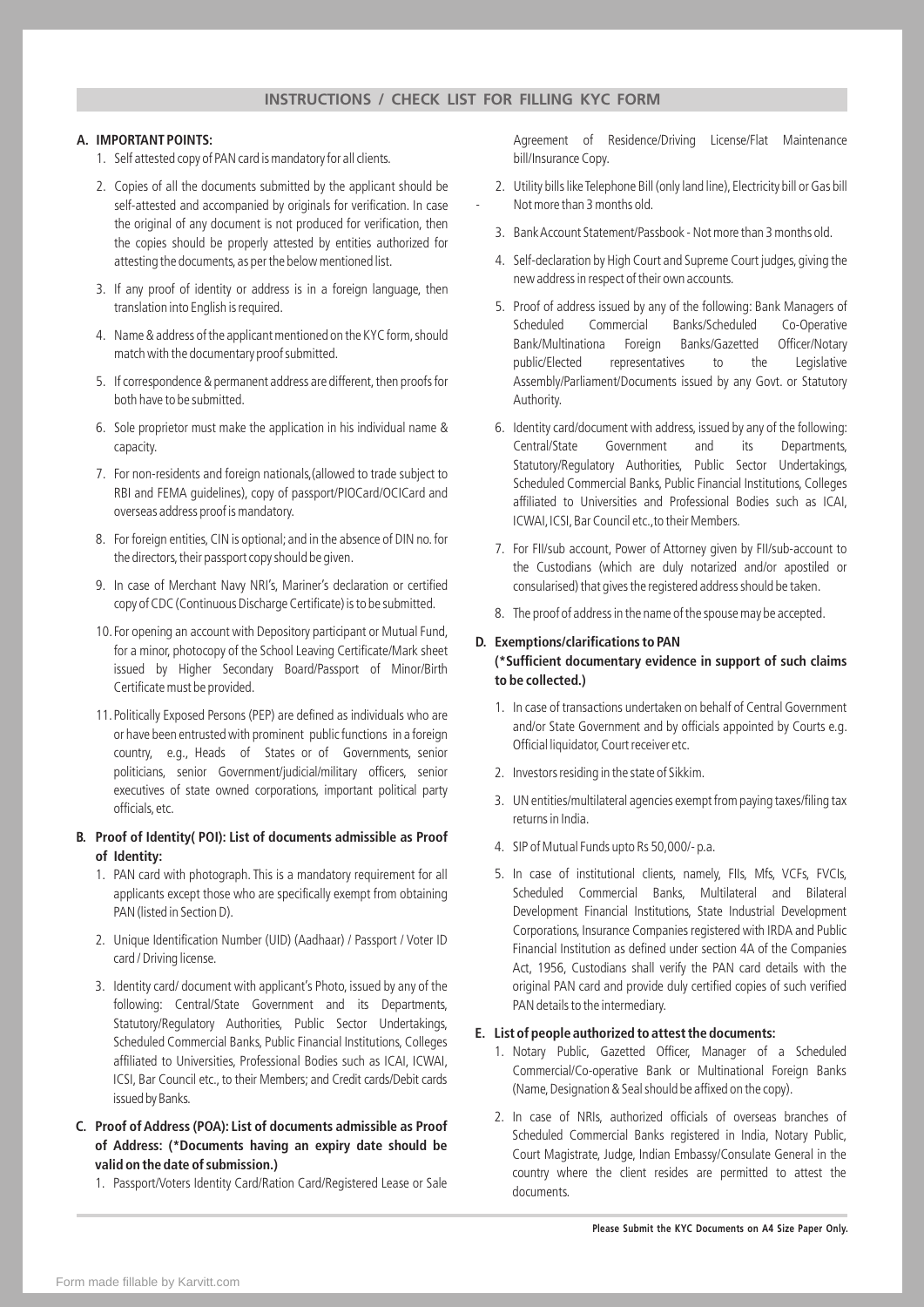## INSTRUCTIONS / CHECK LIST FOR FILLING KYC FORM

### A. IMPORTANT POINTS:

1. Self attested copy of PAN card is mandatory for all clients.
2. Copies of all the documents submitted by the applicant should be self-attested and accompanied by originals for verification. In case the original of any document is not produced for verification, then the copies should be properly attested by entities authorized for attesting the documents, as per the below mentioned list.
3. If any proof of identity or address is in a foreign language, then translation into English is required.
4. Name & address of the applicant mentioned on the KYC form, should match with the documentary proof submitted.
5. If correspondence & permanent address are different, then proofs for both have to be submitted.
6. Sole proprietor must make the application in his individual name & capacity.
7. For non-residents and foreign nationals,(allowed to trade subject to RBI and FEMA guidelines), copy of passport/PIOCard/OCICard and overseas address proof is mandatory.
8. For foreign entities, CIN is optional; and in the absence of DIN no. for the directors, their passport copy should be given.
9. In case of Merchant Navy NRI's, Mariner's declaration or certified copy of CDC (Continuous Discharge Certificate) is to be submitted.
10. For opening an account with Depository participant or Mutual Fund, for a minor, photocopy of the School Leaving Certificate/Mark sheet issued by Higher Secondary Board/Passport of Minor/Birth Certificate must be provided.
11. Politically Exposed Persons (PEP) are defined as individuals who are or have been entrusted with prominent public functions in a foreign country, e.g., Heads of States or of Governments, senior politicians, senior Government/judicial/military officers, senior executives of state owned corporations, important political party officials, etc.

### B. Proof of Identity( POI): List of documents admissible as Proof of Identity:

1. PAN card with photograph. This is a mandatory requirement for all applicants except those who are specifically exempt from obtaining PAN (listed in Section D).
2. Unique Identification Number (UID) (Aadhaar) / Passport / Voter ID card / Driving license.
3. Identity card/ document with applicant's Photo, issued by any of the following: Central/State Government and its Departments, Statutory/Regulatory Authorities, Public Sector Undertakings, Scheduled Commercial Banks, Public Financial Institutions, Colleges affiliated to Universities, Professional Bodies such as ICAI, ICWAI, ICSI, Bar Council etc., to their Members; and Credit cards/Debit cards issued by Banks.

### C. Proof of Address (POA): List of documents admissible as Proof of Address: (*Documents having an expiry date should be valid on the date of submission.)

1. Passport/Voters Identity Card/Ration Card/Registered Lease or Sale Agreement of Residence/Driving License/Flat Maintenance bill/Insurance Copy.
2. Utility bills like Telephone Bill (only land line), Electricity bill or Gas bill - Not more than 3 months old.
3. Bank Account Statement/Passbook - Not more than 3 months old.
4. Self-declaration by High Court and Supreme Court judges, giving the new address in respect of their own accounts.
5. Proof of address issued by any of the following: Bank Managers of Scheduled Commercial Banks/Scheduled Co-Operative Bank/Multinationa Foreign Banks/Gazetted Officer/Notary public/Elected representatives to the Legislative Assembly/Parliament/Documents issued by any Govt. or Statutory Authority.
6. Identity card/document with address, issued by any of the following: Central/State Government and its Departments, Statutory/Regulatory Authorities, Public Sector Undertakings, Scheduled Commercial Banks, Public Financial Institutions, Colleges affiliated to Universities and Professional Bodies such as ICAI, ICWAI, ICSI, Bar Council etc.,to their Members.
7. For FII/sub account, Power of Attorney given by FII/sub-account to the Custodians (which are duly notarized and/or apostiled or consularised) that gives the registered address should be taken.
8. The proof of address in the name of the spouse may be accepted.

### D. Exemptions/clarifications to PAN

**(*Sufficient documentary evidence in support of such claims to be collected.)**

1. In case of transactions undertaken on behalf of Central Government and/or State Government and by officials appointed by Courts e.g. Official liquidator, Court receiver etc.
2. Investors residing in the state of Sikkim.
3. UN entities/multilateral agencies exempt from paying taxes/filing tax returns in India.
4. SIP of Mutual Funds upto Rs 50,000/- p.a.
5. In case of institutional clients, namely, FIIs, Mfs, VCFs, FVCIs, Scheduled Commercial Banks, Multilateral and Bilateral Development Financial Institutions, State Industrial Development Corporations, Insurance Companies registered with IRDA and Public Financial Institution as defined under section 4A of the Companies Act, 1956, Custodians shall verify the PAN card details with the original PAN card and provide duly certified copies of such verified PAN details to the intermediary.

### E. List of people authorized to attest the documents:

1. Notary Public, Gazetted Officer, Manager of a Scheduled Commercial/Co-operative Bank or Multinational Foreign Banks (Name, Designation & Seal should be affixed on the copy).
2. In case of NRIs, authorized officials of overseas branches of Scheduled Commercial Banks registered in India, Notary Public, Court Magistrate, Judge, Indian Embassy/Consulate General in the country where the client resides are permitted to attest the documents.

**Please Submit the KYC Documents on A4 Size Paper Only.**

Form made fillable by Karvitt.com